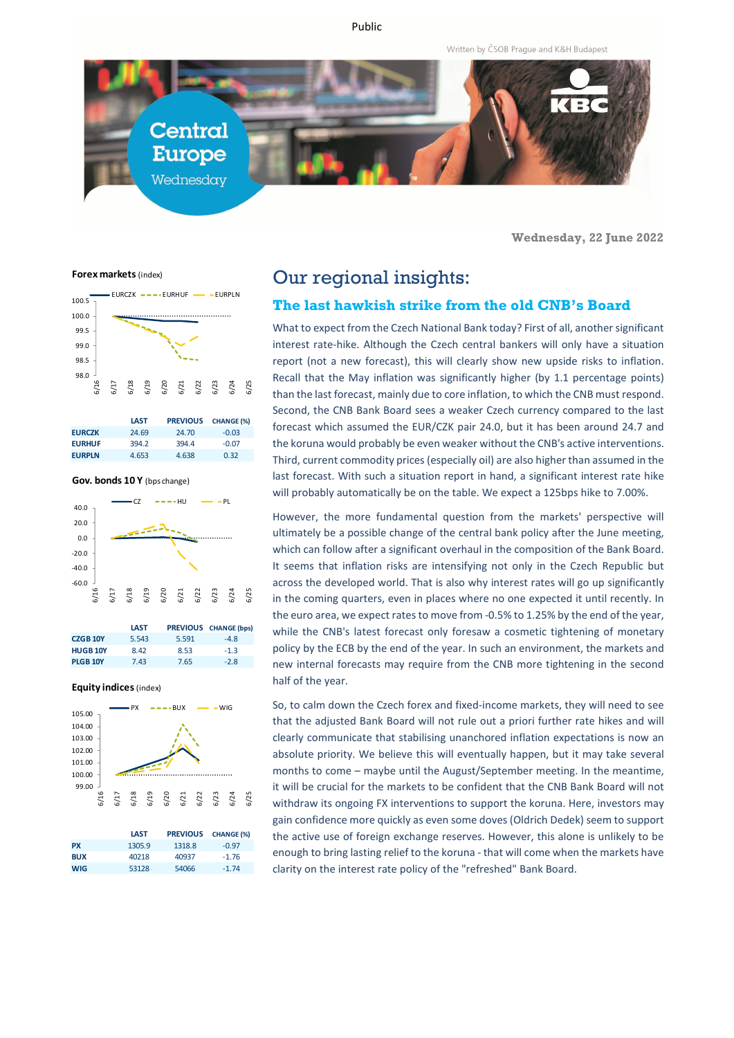Public

Written by ČSOB Prague and K&H Budapest

# Central Europe Wednesday

Wednesday, 22 June 2022

**Forex markets** (index)

| | LAST | PREVIOUS | CHANGE (%) |
|---|---|---|---|
| EURCZK | 24.69 | 24.70 | -0.03 |
| EURHUF | 394.2 | 394.4 | -0.07 |
| EURPLN | 4.653 | 4.638 | 0.32 |

**Gov. bonds 10 Y** (bps change)

| | LAST | PREVIOUS | CHANGE (bps) |
|---|---|---|---|
| CZGB 10Y | 5.543 | 5.591 | -4.8 |
| HUGB 10Y | 8.42 | 8.53 | -1.3 |
| PLGB 10Y | 7.43 | 7.65 | -2.8 |

**Equity indices** (index)

| | LAST | PREVIOUS | CHANGE (%) |
|---|---|---|---|
| PX | 1305.9 | 1318.8 | -0.97 |
| BUX | 40218 | 40937 | -1.76 |
| WIG | 53128 | 54066 | -1.74 |

## Our regional insights:

### The last hawkish strike from the old CNB's Board

What to expect from the Czech National Bank today? First of all, another significant interest rate-hike. Although the Czech central bankers will only have a situation report (not a new forecast), this will clearly show new upside risks to inflation. Recall that the May inflation was significantly higher (by 1.1 percentage points) than the last forecast, mainly due to core inflation, to which the CNB must respond. Second, the CNB Board sees a weaker Czech currency compared to the last forecast which assumed the EUR/CZK pair 24.0, but it has been around 24.7 and the koruna would probably be even weaker without the CNB's active interventions. Third, current commodity prices (especially oil) are also higher than assumed in the last forecast. With such a situation report in hand, a significant interest rate hike will probably automatically be on the table. We expect a 125bps hike to 7.00%.

However, the more fundamental question from the markets' perspective will ultimately be a possible change of the central bank policy after the June meeting, which can follow after a significant overhaul in the composition of the Bank Board. It seems that inflation risks are intensifying not only in the Czech Republic but across the developed world. That is also why interest rates will go up significantly in the coming quarters, even in places where no one expected it until recently. In the euro area, we expect rates to move from -0.5% to 1.25% by the end of the year, while the CNB's latest forecast only foresaw a cosmetic tightening of monetary policy by the ECB by the end of the year. In such an environment, the markets and new internal forecasts may require from the CNB more tightening in the second half of the year.

So, to calm down the Czech forex and fixed-income markets, they will need to see that the adjusted Bank Board will not rule out a priori further rate hikes and will clearly communicate that stabilising unanchored inflation expectations is now an absolute priority. We believe this will eventually happen, but it may take several months to come – maybe until the August/September meeting. In the meantime, it will be crucial for the markets to be confident that the CNB Bank Board will not withdraw its ongoing FX interventions to support the koruna. Here, investors may gain confidence more quickly as even some doves (Oldrich Dedek) seem to support the active use of foreign exchange reserves. However, this alone is unlikely to be enough to bring lasting relief to the koruna - that will come when the markets have clarity on the interest rate policy of the "refreshed" Bank Board.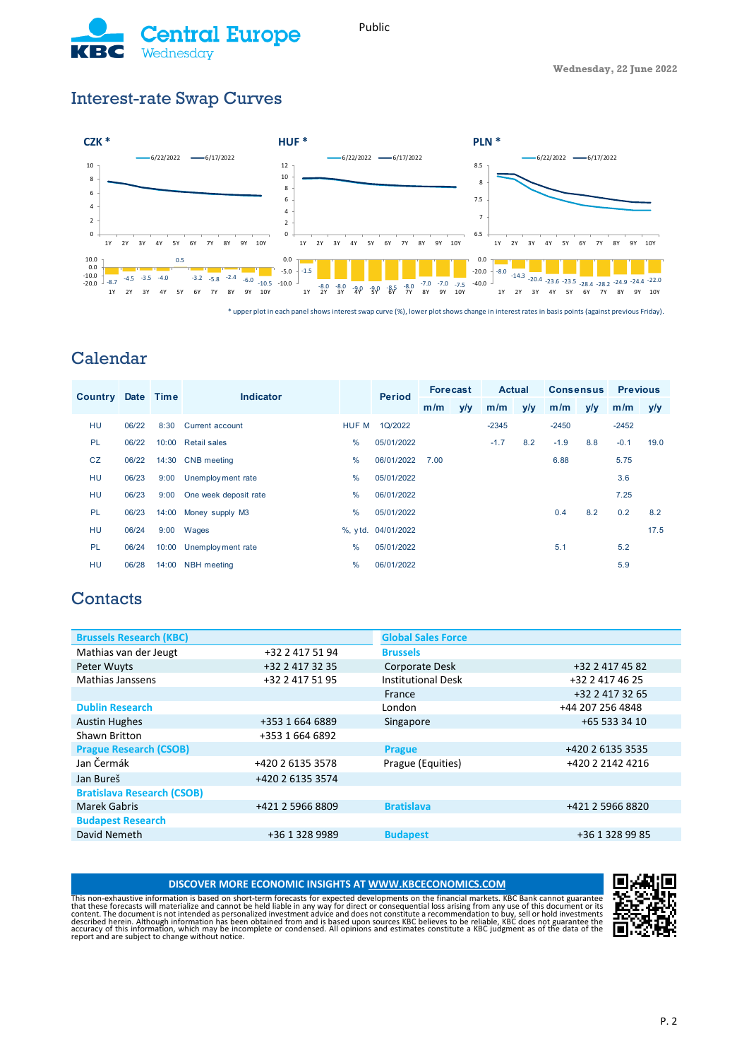## Interest-rate Swap Curves

CZK *

6/22/2022 6/17/2022

10
8
6
4
2
0

1Y 2Y 3Y 4Y 5Y 6Y 7Y 8Y 9Y 10Y

10.0
0.0
-10.0
-20.0

-8.7 -4.5 -3.5 -4.0 0.5 -3.2 -5.8 -2.4 -6.0 -10.5

1Y 2Y 3Y 4Y 5Y 6Y 7Y 8Y 9Y 10Y

HUF *

6/22/2022 6/17/2022

12
10
8
6
4
2
0

1Y 2Y 3Y 4Y 5Y 6Y 7Y 8Y 9Y 10Y

0.0
-5.0
-10.0

-1.5 -8.0 -8.0 -9.0 -9.0 -8.5 -8.0 -7.0 -7.0 -7.5

1Y 2Y 3Y 4Y 5Y 6Y 7Y 8Y 9Y 10Y

PLN *

6/22/2022 6/17/2022

8.5
8
7.5
7
6.5

1Y 2Y 3Y 4Y 5Y 6Y 7Y 8Y 9Y 10Y

0.0
-20.0
-40.0

-8.0 -14.3 -20.4 -23.6 -23.5 -28.4 -28.2 -24.9 -24.4 -22.0

1Y 2Y 3Y 4Y 5Y 6Y 7Y 8Y 9Y 10Y

* upper plot in each panel shows interest swap curve (%), lower plot shows change in interest rates in basis points (against previous Friday).

## Calendar

| Country | Date | Time | Indicator | | Period | Forecast | | Actual | | Consensus | | Previous | |
|---|---|---|---|---|---|---|---|---|---|---|---|---|---|
| | | | | | | m/m | y/y | m/m | y/y | m/m | y/y | m/m | y/y |
| HU | 06/22 | 8:30 | Current account | HUF M | 1Q/2022 | | | -2345 | | -2450 | | -2452 | |
| PL | 06/22 | 10:00 | Retail sales | % | 05/01/2022 | | | -1.7 | 8.2 | -1.9 | 8.8 | -0.1 | 19.0 |
| CZ | 06/22 | 14:30 | CNB meeting | % | 06/01/2022 | 7.00 | | | | 6.88 | | 5.75 | |
| HU | 06/23 | 9:00 | Unemployment rate | % | 05/01/2022 | | | | | | | 3.6 | |
| HU | 06/23 | 9:00 | One week deposit rate | % | 06/01/2022 | | | | | | | 7.25 | |
| PL | 06/23 | 14:00 | Money supply M3 | % | 05/01/2022 | | | | | 0.4 | 8.2 | 0.2 | 8.2 |
| HU | 06/24 | 9:00 | Wages | %, ytd. | 04/01/2022 | | | | | | | | 17.5 |
| PL | 06/24 | 10:00 | Unemployment rate | % | 05/01/2022 | | | | | 5.1 | | 5.2 | |
| HU | 06/28 | 14:00 | NBH meeting | % | 06/01/2022 | | | | | | | 5.9 | |

## Contacts

| | | | |
|---|---|---|---|
| **Brussels Research (KBC)** | | **Global Sales Force** | |
| Mathias van der Jeugt | +32 2 417 51 94 | **Brussels** | |
| Peter Wuyts | +32 2 417 32 35 | Corporate Desk | +32 2 417 45 82 |
| Mathias Janssens | +32 2 417 51 95 | Institutional Desk | +32 2 417 46 25 |
| | | France | +32 2 417 32 65 |
| **Dublin Research** | | London | +44 207 256 4848 |
| Austin Hughes | +353 1 664 6889 | Singapore | +65 533 34 10 |
| Shawn Britton | +353 1 664 6892 | | |
| **Prague Research (CSOB)** | | **Prague** | +420 2 6135 3535 |
| Jan Čermák | +420 2 6135 3578 | Prague (Equities) | +420 2 2142 4216 |
| Jan Bureš | +420 2 6135 3574 | | |
| **Bratislava Research (CSOB)** | | | |
| Marek Gabris | +421 2 5966 8809 | **Bratislava** | +421 2 5966 8820 |
| **Budapest Research** | | | |
| David Nemeth | +36 1 328 9989 | **Budapest** | +36 1 328 99 85 |

**DISCOVER MORE ECONOMIC INSIGHTS AT WWW.KBCECONOMICS.COM**

This non-exhaustive information is based on short-term forecasts for expected developments on the financial markets. KBC Bank cannot guarantee that these forecasts will materialize and cannot be held liable in any way for direct or consequential loss arising from any use of this document or its content. The document is not intended as personalized investment advice and does not constitute a recommendation to buy, sell or hold investments described herein. Although information has been obtained from and is based upon sources KBC believes to be reliable, KBC does not guarantee the accuracy of this information, which may be incomplete or condensed. All opinions and estimates constitute a KBC judgment as of the data of the report and are subject to change without notice.